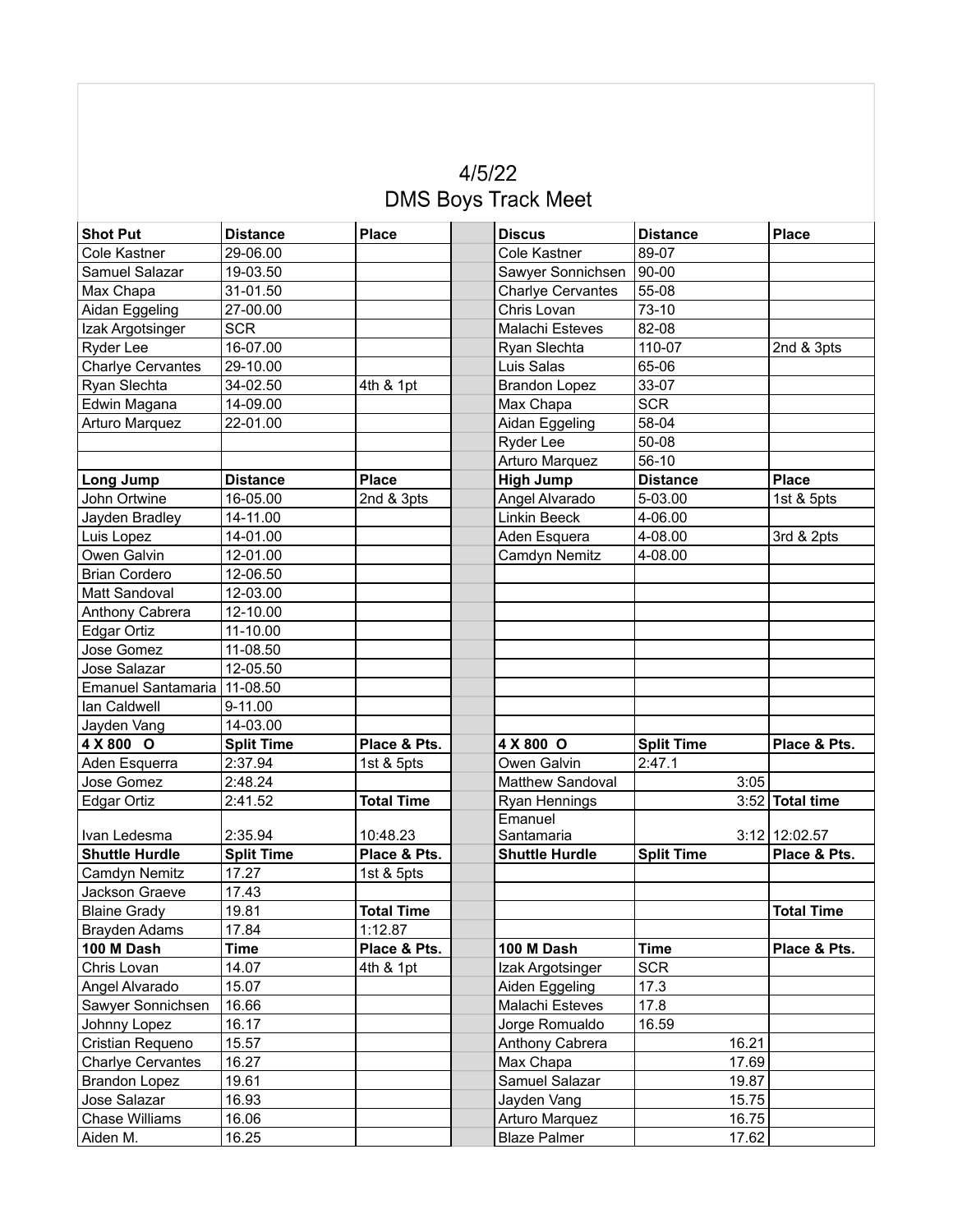4/5/22

DMS Boys Track Meet

| Shot Put | Distance | Place | | Discus | Distance | Place |
|---|---|---|---|---|---|---|
| Cole Kastner | 29-06.00 | | | Cole Kastner | 89-07 | |
| Samuel Salazar | 19-03.50 | | | Sawyer Sonnichsen | 90-00 | |
| Max Chapa | 31-01.50 | | | Charlye Cervantes | 55-08 | |
| Aidan Eggeling | 27-00.00 | | | Chris Lovan | 73-10 | |
| Izak Argotsinger | SCR | | | Malachi Esteves | 82-08 | |
| Ryder Lee | 16-07.00 | | | Ryan Slechta | 110-07 | 2nd & 3pts |
| Charlye Cervantes | 29-10.00 | | | Luis Salas | 65-06 | |
| Ryan Slechta | 34-02.50 | 4th & 1pt | | Brandon Lopez | 33-07 | |
| Edwin Magana | 14-09.00 | | | Max Chapa | SCR | |
| Arturo Marquez | 22-01.00 | | | Aidan Eggeling | 58-04 | |
| | | | | Ryder Lee | 50-08 | |
| | | | | Arturo Marquez | 56-10 | |
| **Long Jump** | **Distance** | **Place** | | **High Jump** | **Distance** | **Place** |
| John Ortwine | 16-05.00 | 2nd & 3pts | | Angel Alvarado | 5-03.00 | 1st & 5pts |
| Jayden Bradley | 14-11.00 | | | Linkin Beeck | 4-06.00 | |
| Luis Lopez | 14-01.00 | | | Aden Esquera | 4-08.00 | 3rd & 2pts |
| Owen Galvin | 12-01.00 | | | Camdyn Nemitz | 4-08.00 | |
| Brian Cordero | 12-06.50 | | | | | |
| Matt Sandoval | 12-03.00 | | | | | |
| Anthony Cabrera | 12-10.00 | | | | | |
| Edgar Ortiz | 11-10.00 | | | | | |
| Jose Gomez | 11-08.50 | | | | | |
| Jose Salazar | 12-05.50 | | | | | |
| Emanuel Santamaria | 11-08.50 | | | | | |
| Ian Caldwell | 9-11.00 | | | | | |
| Jayden Vang | 14-03.00 | | | | | |
| **4 X 800 O** | **Split Time** | **Place & Pts.** | | **4 X 800 O** | **Split Time** | **Place & Pts.** |
| Aden Esquerra | 2:37.94 | 1st & 5pts | | Owen Galvin | 2:47.1 | |
| Jose Gomez | 2:48.24 | | | Matthew Sandoval | 3:05 | |
| Edgar Ortiz | 2:41.52 | **Total Time** | | Ryan Hennings | 3:52 | **Total time** |
| Ivan Ledesma | 2:35.94 | 10:48.23 | | Emanuel Santamaria | 3:12 | 12:02.57 |
| **Shuttle Hurdle** | **Split Time** | **Place & Pts.** | | **Shuttle Hurdle** | **Split Time** | **Place & Pts.** |
| Camdyn Nemitz | 17.27 | 1st & 5pts | | | | |
| Jackson Graeve | 17.43 | | | | | |
| Blaine Grady | 19.81 | **Total Time** | | | | **Total Time** |
| Brayden Adams | 17.84 | 1:12.87 | | | | |
| **100 M Dash** | **Time** | **Place & Pts.** | | **100 M Dash** | **Time** | **Place & Pts.** |
| Chris Lovan | 14.07 | 4th & 1pt | | Izak Argotsinger | SCR | |
| Angel Alvarado | 15.07 | | | Aiden Eggeling | 17.3 | |
| Sawyer Sonnichsen | 16.66 | | | Malachi Esteves | 17.8 | |
| Johnny Lopez | 16.17 | | | Jorge Romualdo | 16.59 | |
| Cristian Requeno | 15.57 | | | Anthony Cabrera | 16.21 | |
| Charlye Cervantes | 16.27 | | | Max Chapa | 17.69 | |
| Brandon Lopez | 19.61 | | | Samuel Salazar | 19.87 | |
| Jose Salazar | 16.93 | | | Jayden Vang | 15.75 | |
| Chase Williams | 16.06 | | | Arturo Marquez | 16.75 | |
| Aiden M. | 16.25 | | | Blaze Palmer | 17.62 | |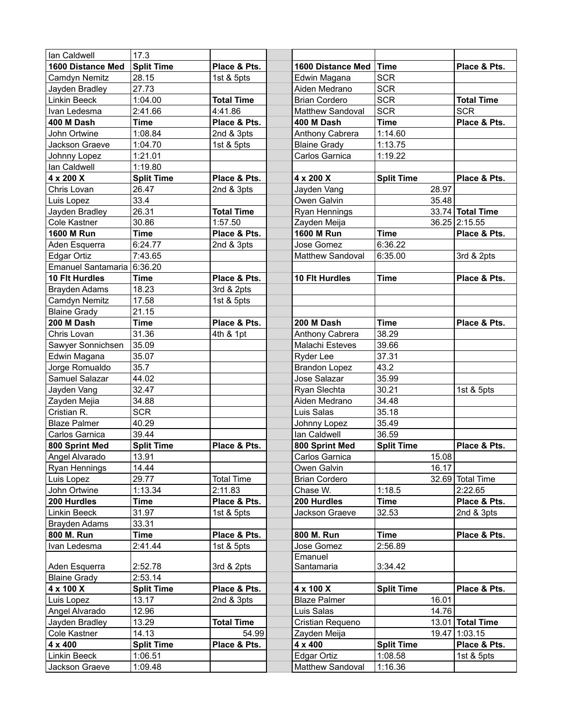| | | | | | | |
|---|---|---|---|---|---|---|
| Ian Caldwell | 17.3 | | | | | |
| **1600 Distance Med** | **Split Time** | **Place & Pts.** | | **1600 Distance Med** | **Time** | **Place & Pts.** |
| Camdyn Nemitz | 28.15 | 1st & 5pts | | Edwin Magana | SCR | |
| Jayden Bradley | 27.73 | | | Aiden Medrano | SCR | |
| Linkin Beeck | 1:04.00 | **Total Time** | | Brian Cordero | SCR | **Total Time** |
| Ivan Ledesma | 2:41.66 | 4:41.86 | | Matthew Sandoval | SCR | SCR |
| **400 M Dash** | **Time** | **Place & Pts.** | | **400 M Dash** | **Time** | **Place & Pts.** |
| John Ortwine | 1:08.84 | 2nd & 3pts | | Anthony Cabrera | 1:14.60 | |
| Jackson Graeve | 1:04.70 | 1st & 5pts | | Blaine Grady | 1:13.75 | |
| Johnny Lopez | 1:21.01 | | | Carlos Garnica | 1:19.22 | |
| Ian Caldwell | 1:19.80 | | | | | |
| **4 x 200 X** | **Split Time** | **Place & Pts.** | | **4 x 200 X** | **Split Time** | **Place & Pts.** |
| Chris Lovan | 26.47 | 2nd & 3pts | | Jayden Vang | 28.97 | |
| Luis Lopez | 33.4 | | | Owen Galvin | 35.48 | |
| Jayden Bradley | 26.31 | **Total Time** | | Ryan Hennings | 33.74 | **Total Time** |
| Cole Kastner | 30.86 | 1:57.50 | | Zayden Meija | 36.25 | 2:15.55 |
| **1600 M Run** | **Time** | **Place & Pts.** | | **1600 M Run** | **Time** | **Place & Pts.** |
| Aden Esquerra | 6:24.77 | 2nd & 3pts | | Jose Gomez | 6:36.22 | |
| Edgar Ortiz | 7:43.65 | | | Matthew Sandoval | 6:35.00 | 3rd & 2pts |
| Emanuel Santamaria | 6:36.20 | | | | | |
| **10 Flt Hurdles** | **Time** | **Place & Pts.** | | **10 Flt Hurdles** | **Time** | **Place & Pts.** |
| Brayden Adams | 18.23 | 3rd & 2pts | | | | |
| Camdyn Nemitz | 17.58 | 1st & 5pts | | | | |
| Blaine Grady | 21.15 | | | | | |
| **200 M Dash** | **Time** | **Place & Pts.** | | **200 M Dash** | **Time** | **Place & Pts.** |
| Chris Lovan | 31.36 | 4th & 1pt | | Anthony Cabrera | 38.29 | |
| Sawyer Sonnichsen | 35.09 | | | Malachi Esteves | 39.66 | |
| Edwin Magana | 35.07 | | | Ryder Lee | 37.31 | |
| Jorge Romualdo | 35.7 | | | Brandon Lopez | 43.2 | |
| Samuel Salazar | 44.02 | | | Jose Salazar | 35.99 | |
| Jayden Vang | 32.47 | | | Ryan Slechta | 30.21 | 1st & 5pts |
| Zayden Mejia | 34.88 | | | Aiden Medrano | 34.48 | |
| Cristian R. | SCR | | | Luis Salas | 35.18 | |
| Blaze Palmer | 40.29 | | | Johnny Lopez | 35.49 | |
| Carlos Garnica | 39.44 | | | Ian Caldwell | 36.59 | |
| **800 Sprint Med** | **Split Time** | **Place & Pts.** | | **800 Sprint Med** | **Split Time** | **Place & Pts.** |
| Angel Alvarado | 13.91 | | | Carlos Garnica | 15.08 | |
| Ryan Hennings | 14.44 | | | Owen Galvin | 16.17 | |
| Luis Lopez | 29.77 | Total Time | | Brian Cordero | 32.69 | Total Time |
| John Ortwine | 1:13.34 | 2:11.83 | | Chase W. | 1:18.5 | 2:22.65 |
| **200 Hurdles** | **Time** | **Place & Pts.** | | **200 Hurdles** | **Time** | **Place & Pts.** |
| Linkin Beeck | 31.97 | 1st & 5pts | | Jackson Graeve | 32.53 | 2nd & 3pts |
| Brayden Adams | 33.31 | | | | | |
| **800 M. Run** | **Time** | **Place & Pts.** | | **800 M. Run** | **Time** | **Place & Pts.** |
| Ivan Ledesma | 2:41.44 | 1st & 5pts | | Jose Gomez | 2:56.89 | |
| Aden Esquerra | 2:52.78 | 3rd & 2pts | | Emanuel Santamaria | 3:34.42 | |
| Blaine Grady | 2:53.14 | | | | | |
| **4 x 100 X** | **Split Time** | **Place & Pts.** | | **4 x 100 X** | **Split Time** | **Place & Pts.** |
| Luis Lopez | 13.17 | 2nd & 3pts | | Blaze Palmer | 16.01 | |
| Angel Alvarado | 12.96 | | | Luis Salas | 14.76 | |
| Jayden Bradley | 13.29 | **Total Time** | | Cristian Requeno | 13.01 | **Total Time** |
| Cole Kastner | 14.13 | 54.99 | | Zayden Meija | 19.47 | 1:03.15 |
| **4 x 400** | **Split Time** | **Place & Pts.** | | **4 x 400** | **Split Time** | **Place & Pts.** |
| Linkin Beeck | 1:06.51 | | | Edgar Ortiz | 1:08.58 | 1st & 5pts |
| Jackson Graeve | 1:09.48 | | | Matthew Sandoval | 1:16.36 | |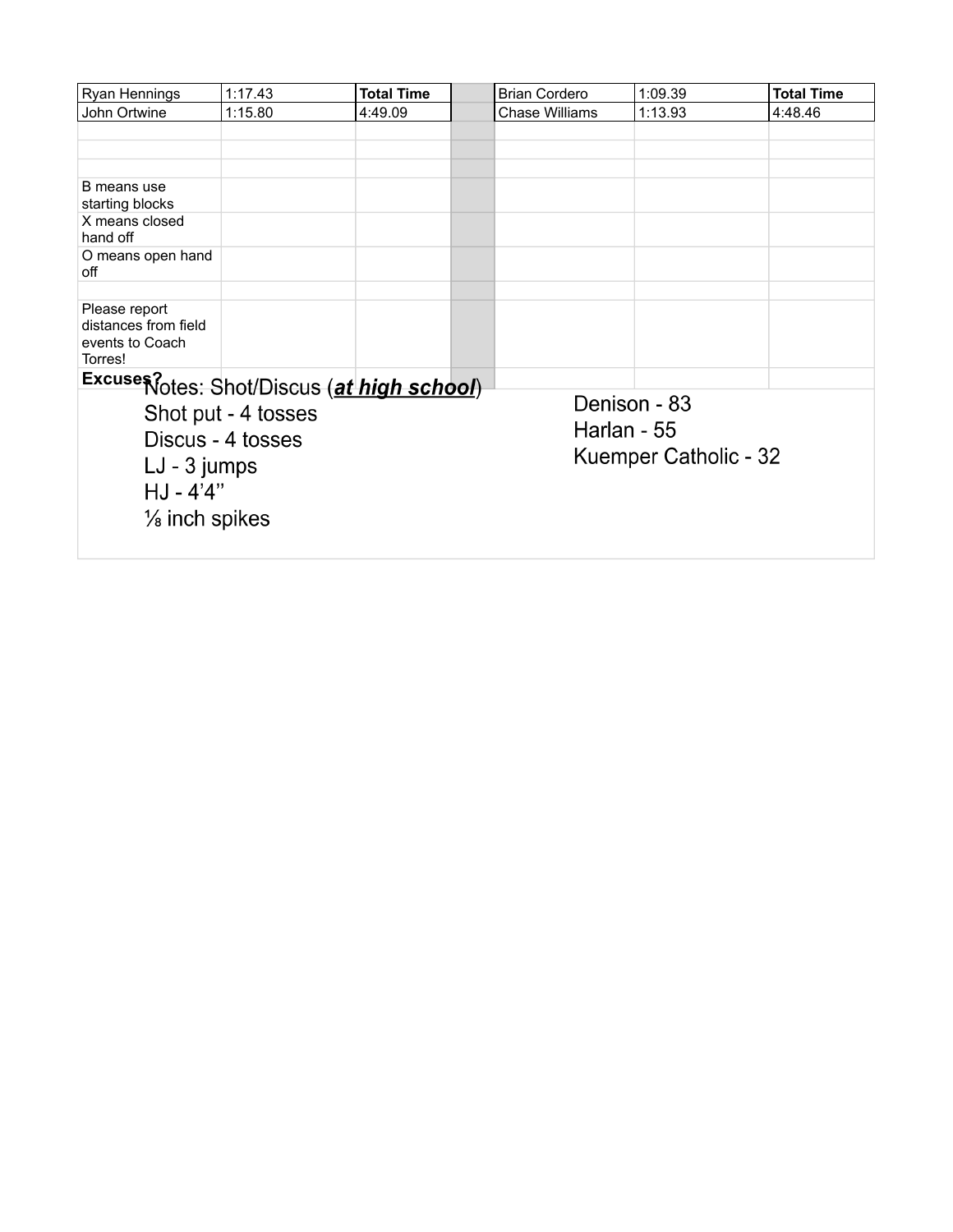| | | | | | | |
|---|---|---|---|---|---|---|
| Ryan Hennings | 1:17.43 | **Total Time** | | Brian Cordero | 1:09.39 | **Total Time** |
| John Ortwine | 1:15.80 | 4:49.09 | | Chase Williams | 1:13.93 | 4:48.46 |
| | | | | | | |
| | | | | | | |
| | | | | | | |
| B means use starting blocks | | | | | | |
| X means closed hand off | | | | | | |
| O means open hand off | | | | | | |
| | | | | | | |
| Please report distances from field events to Coach Torres! | | | | | | |
| **Excuses?** | | | | | | |

Notes: Shot/Discus (***at high school***)

Shot put - 4 tosses

Discus - 4 tosses

LJ - 3 jumps

HJ - 4’4”

⅛ inch spikes

Denison - 83

Harlan - 55

Kuemper Catholic - 32